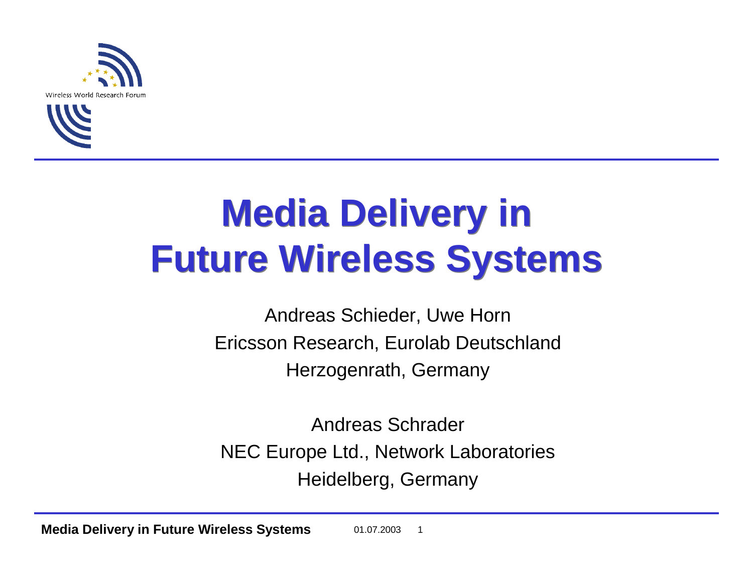# Media Delivery in Future Wireless Systems

Andreas Schieder, Uwe Horn
Ericsson Research, Eurolab Deutschland
Herzogenrath, Germany

Andreas Schrader
NEC Europe Ltd., Network Laboratories
Heidelberg, Germany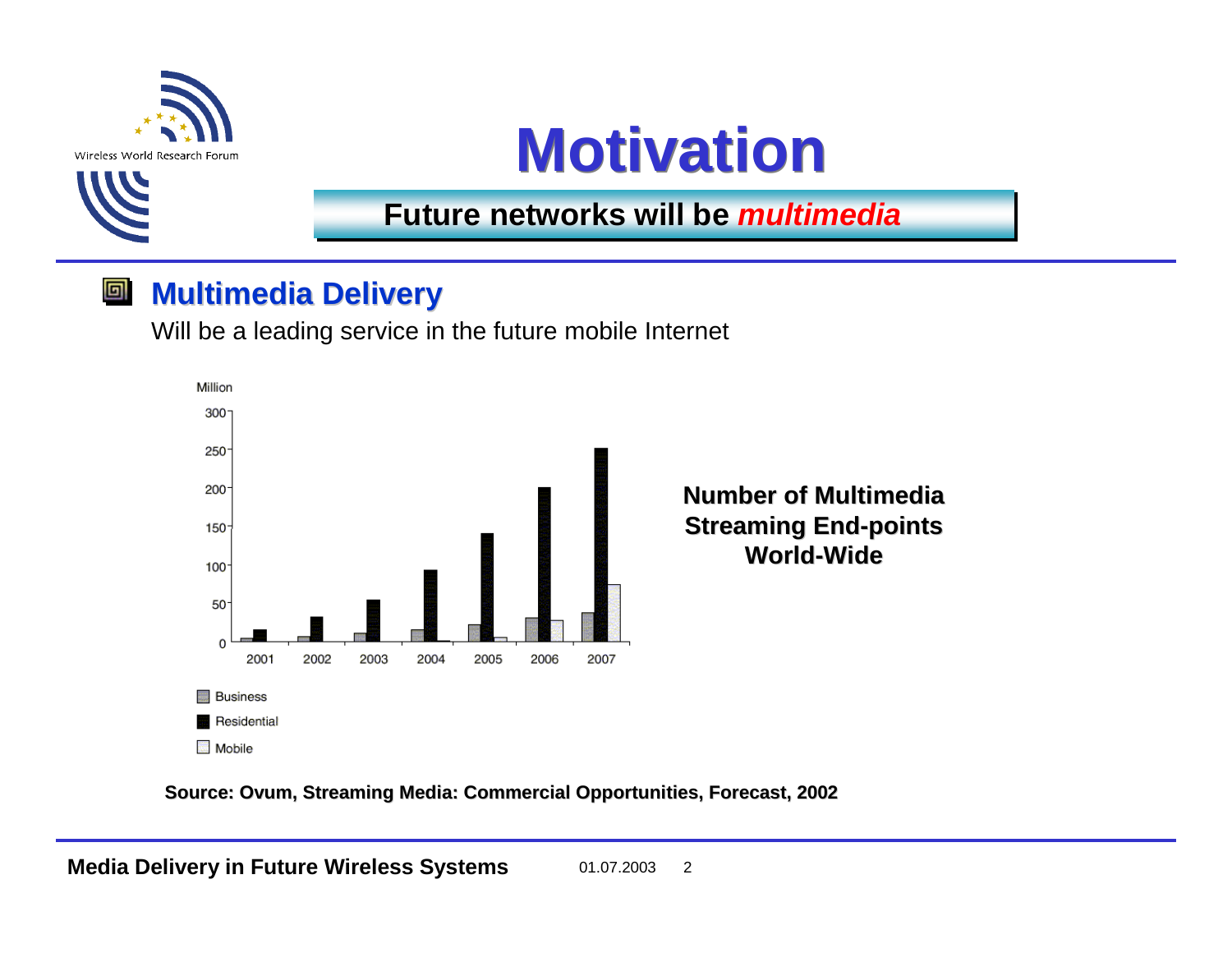# Motivation

## Future networks will be *multimedia*

### Multimedia Delivery

Will be a leading service in the future mobile Internet

**Number of Multimedia Streaming End-points World-Wide**

**Source: Ovum, Streaming Media: Commercial Opportunities, Forecast, 2002**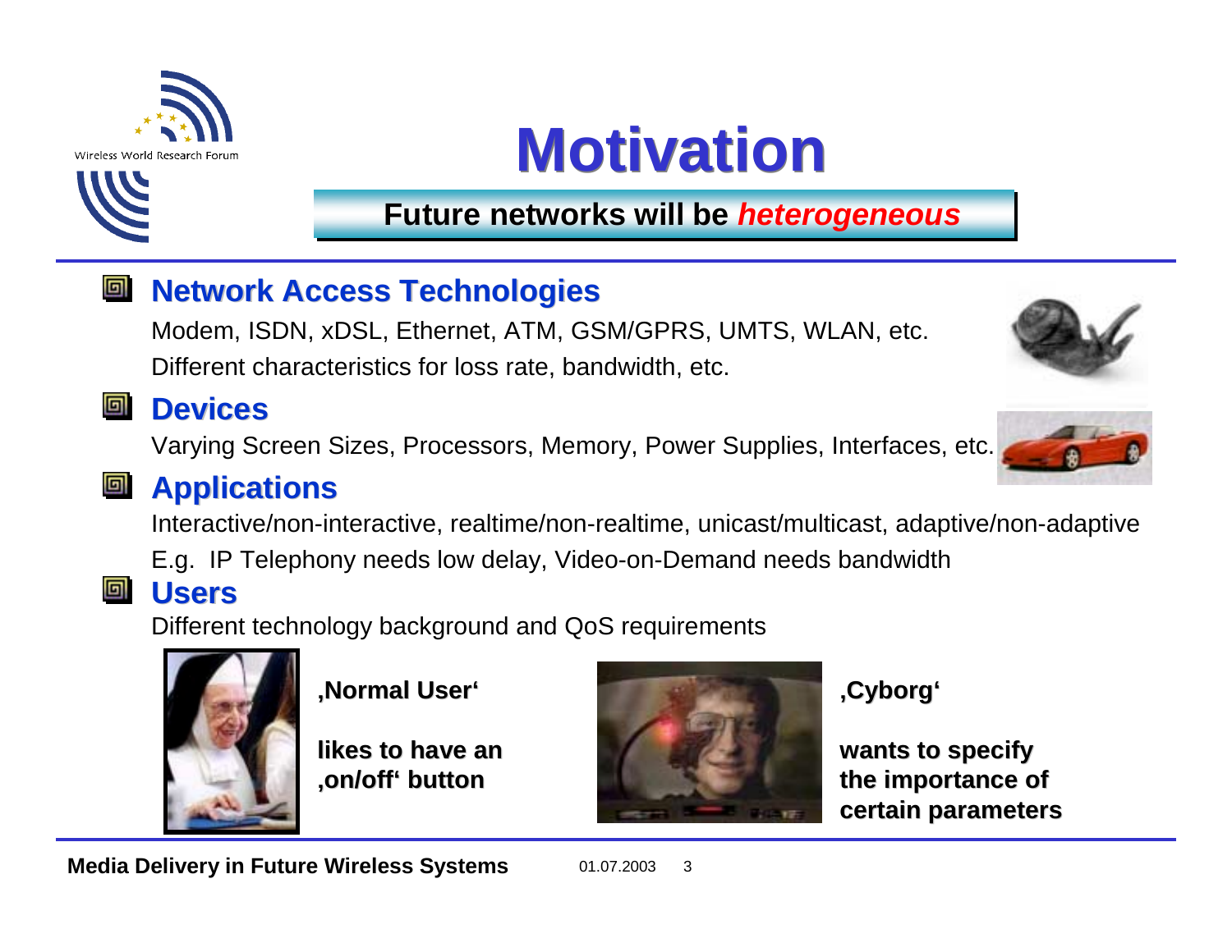# Motivation

**Future networks will be *heterogeneous***

## Network Access Technologies

Modem, ISDN, xDSL, Ethernet, ATM, GSM/GPRS, UMTS, WLAN, etc.

Different characteristics for loss rate, bandwidth, etc.

## Devices

Varying Screen Sizes, Processors, Memory, Power Supplies, Interfaces, etc.

## Applications

Interactive/non-interactive, realtime/non-realtime, unicast/multicast, adaptive/non-adaptive

E.g. IP Telephony needs low delay, Video-on-Demand needs bandwidth

## Users

Different technology background and QoS requirements

**‚Normal User‘**

**likes to have an ‚on/off‘ button**

**‚Cyborg‘**

**wants to specify the importance of certain parameters**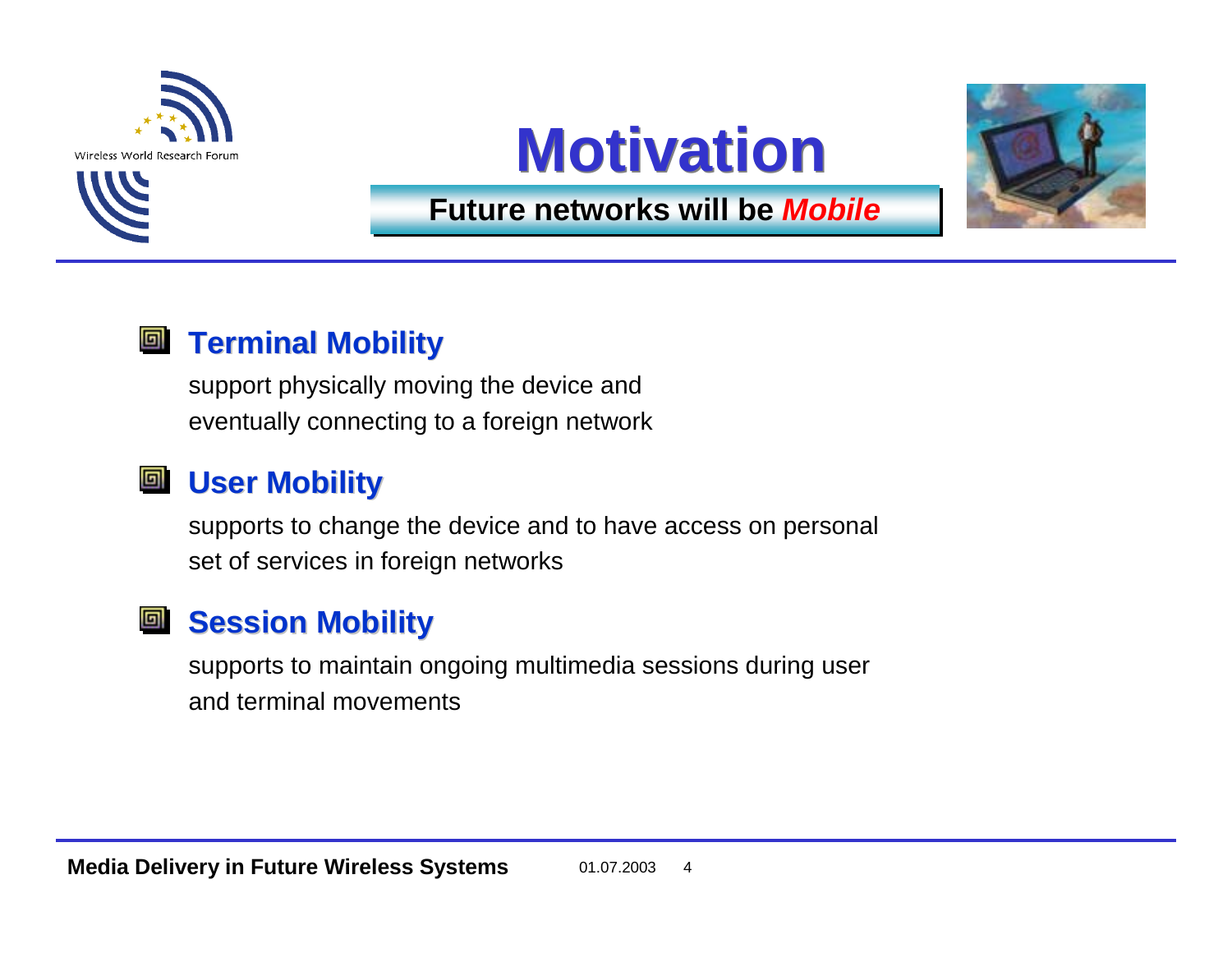# Motivation

**Future networks will be *Mobile***

## Terminal Mobility

support physically moving the device and eventually connecting to a foreign network

## User Mobility

supports to change the device and to have access on personal set of services in foreign networks

## Session Mobility

supports to maintain ongoing multimedia sessions during user and terminal movements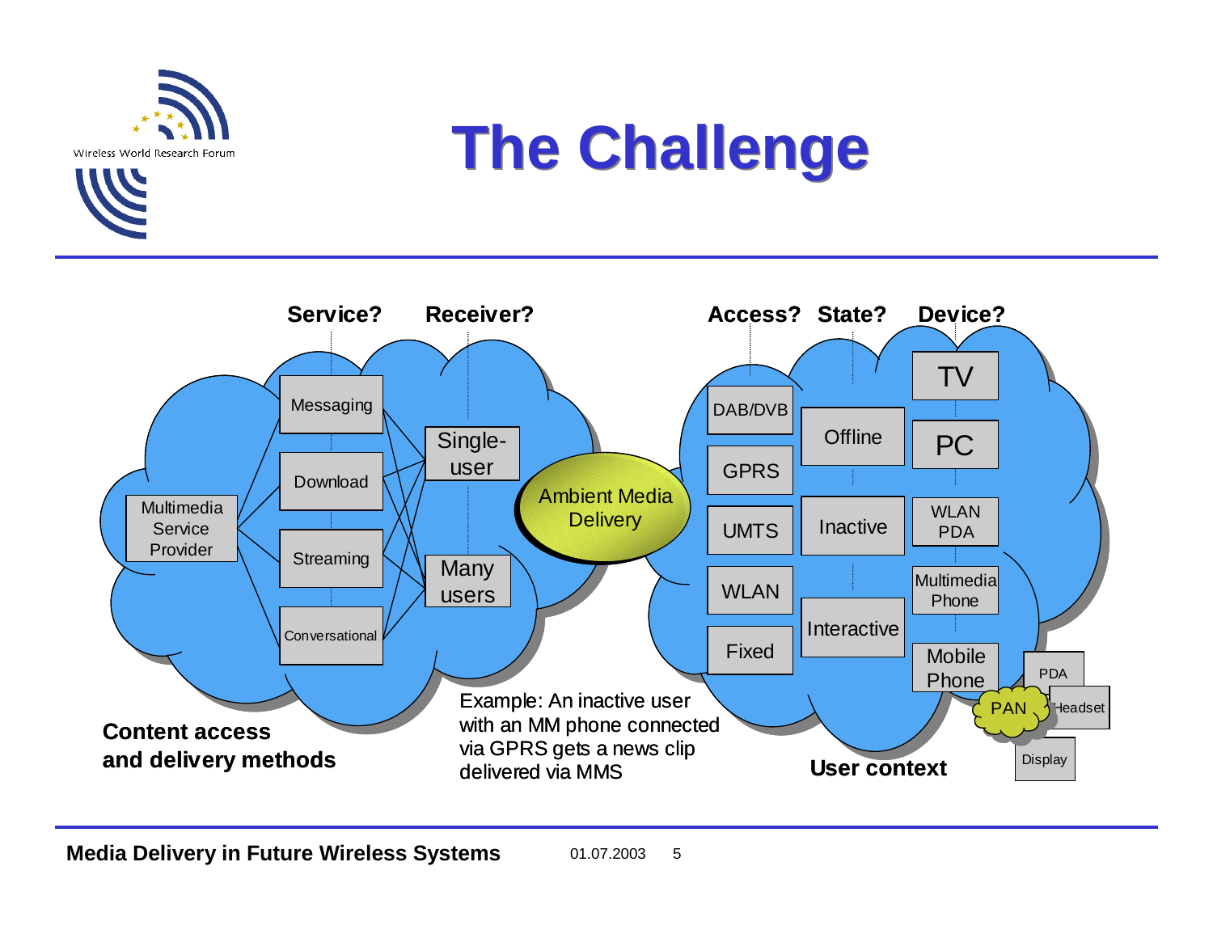# The Challenge

**Service?** **Receiver?**

Multimedia Service Provider

Messaging
Download
Streaming
Conversational

Single-user
Many users

Ambient Media Delivery

**Access?** **State?** **Device?**

DAB/DVB
GPRS
UMTS
WLAN
Fixed

Offline
Inactive
Interactive

TV
PC
WLAN PDA
Multimedia Phone
Mobile Phone

PAN
PDA
Headset
Display

**Content access and delivery methods**

Example: An inactive user with an MM phone connected via GPRS gets a news clip delivered via MMS

**User context**

**Media Delivery in Future Wireless Systems** 01.07.2003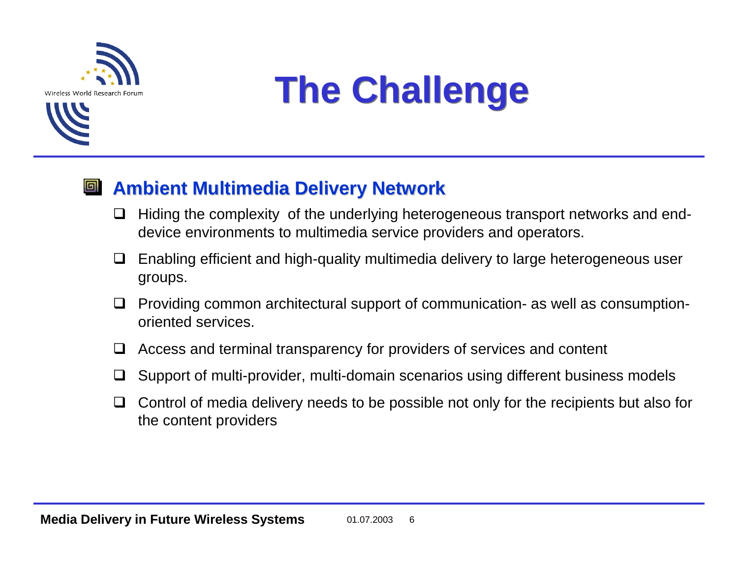# The Challenge

## Ambient Multimedia Delivery Network

- Hiding the complexity of the underlying heterogeneous transport networks and end-device environments to multimedia service providers and operators.
- Enabling efficient and high-quality multimedia delivery to large heterogeneous user groups.
- Providing common architectural support of communication- as well as consumption-oriented services.
- Access and terminal transparency for providers of services and content
- Support of multi-provider, multi-domain scenarios using different business models
- Control of media delivery needs to be possible not only for the recipients but also for the content providers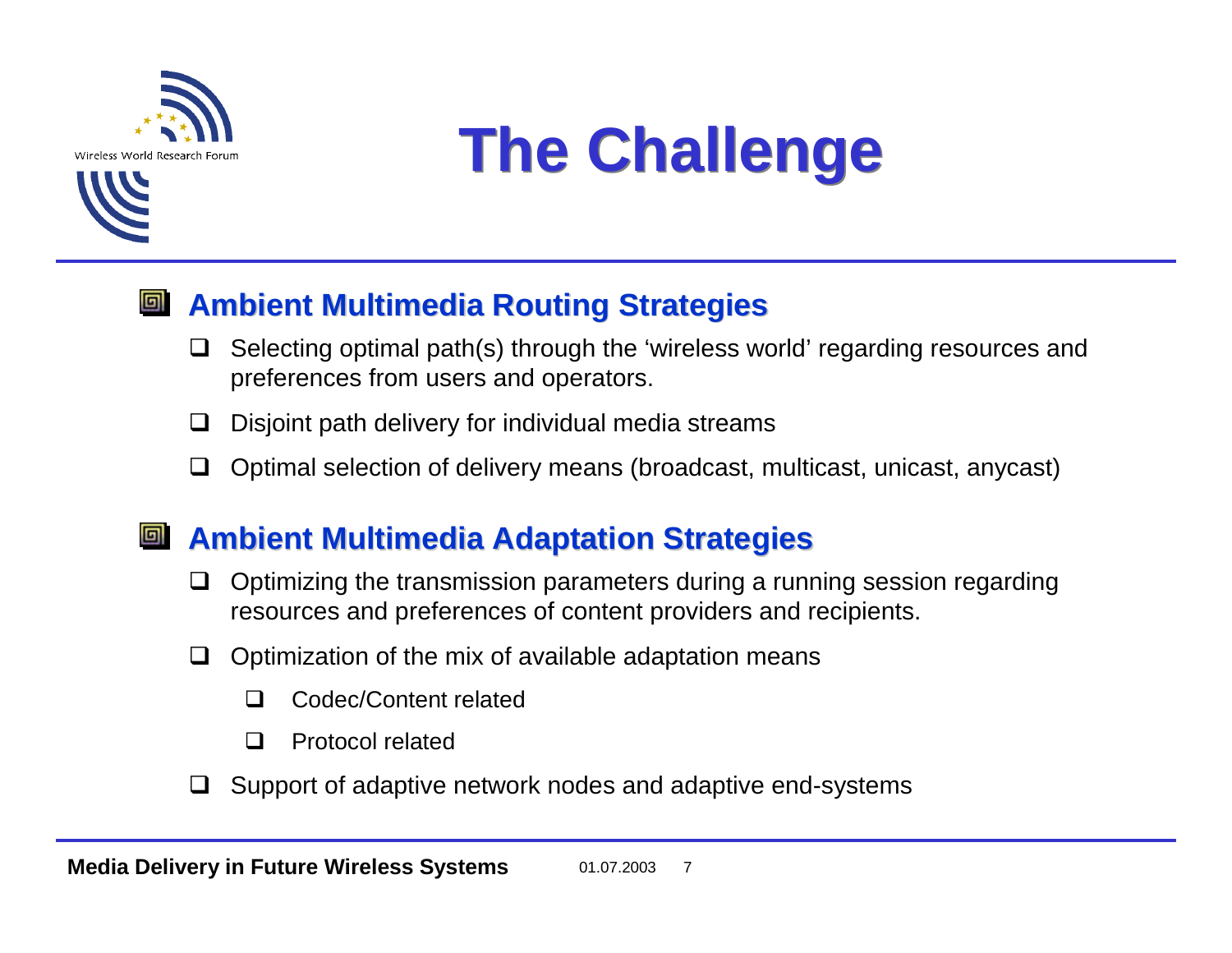# The Challenge

## Ambient Multimedia Routing Strategies

- Selecting optimal path(s) through the 'wireless world' regarding resources and preferences from users and operators.
- Disjoint path delivery for individual media streams
- Optimal selection of delivery means (broadcast, multicast, unicast, anycast)

## Ambient Multimedia Adaptation Strategies

- Optimizing the transmission parameters during a running session regarding resources and preferences of content providers and recipients.
- Optimization of the mix of available adaptation means
  - Codec/Content related
  - Protocol related
- Support of adaptive network nodes and adaptive end-systems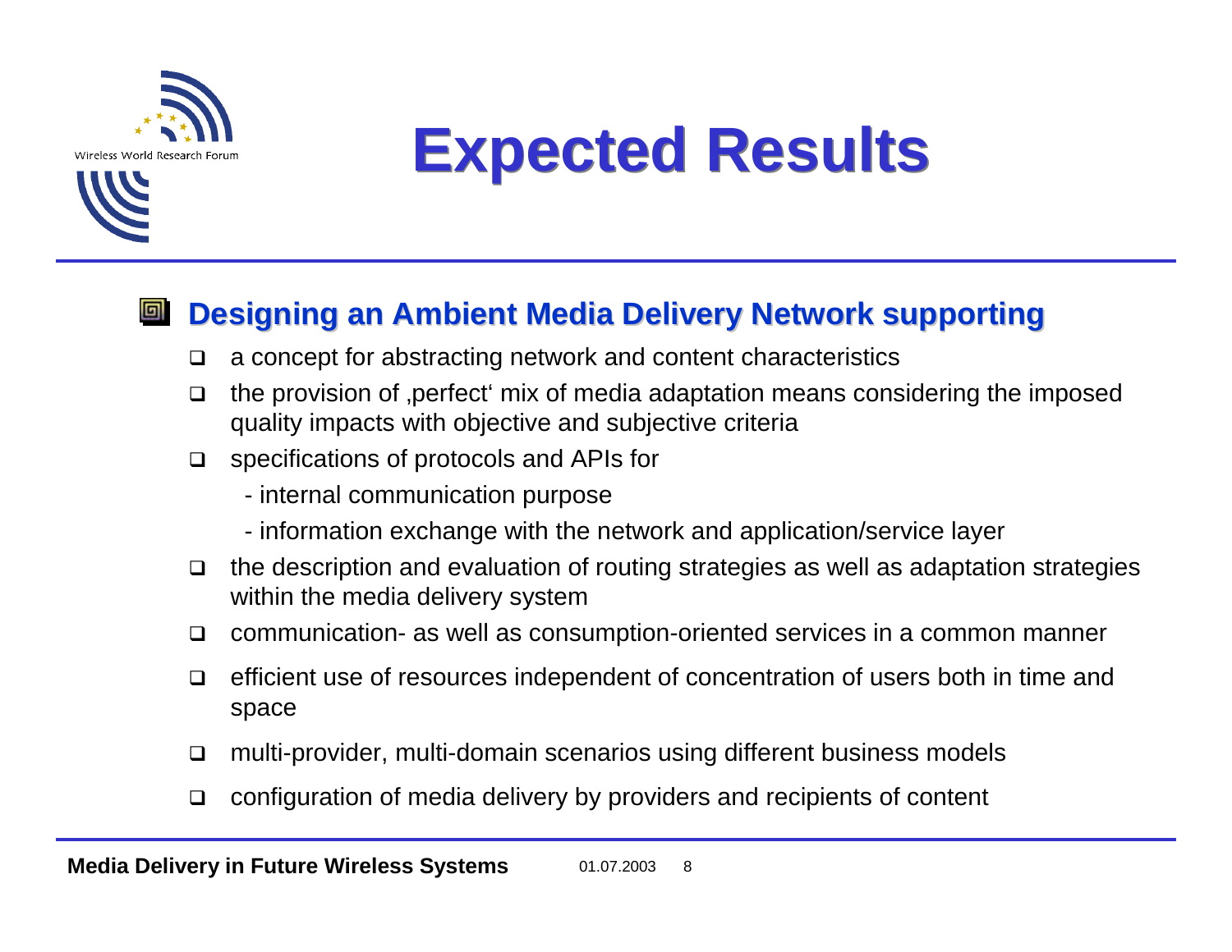# Expected Results

- **Designing an Ambient Media Delivery Network supporting**
  - a concept for abstracting network and content characteristics
  - the provision of ‚perfect‘ mix of media adaptation means considering the imposed quality impacts with objective and subjective criteria
  - specifications of protocols and APIs for
    - internal communication purpose
    - information exchange with the network and application/service layer
  - the description and evaluation of routing strategies as well as adaptation strategies within the media delivery system
  - communication- as well as consumption-oriented services in a common manner
  - efficient use of resources independent of concentration of users both in time and space
  - multi-provider, multi-domain scenarios using different business models
  - configuration of media delivery by providers and recipients of content